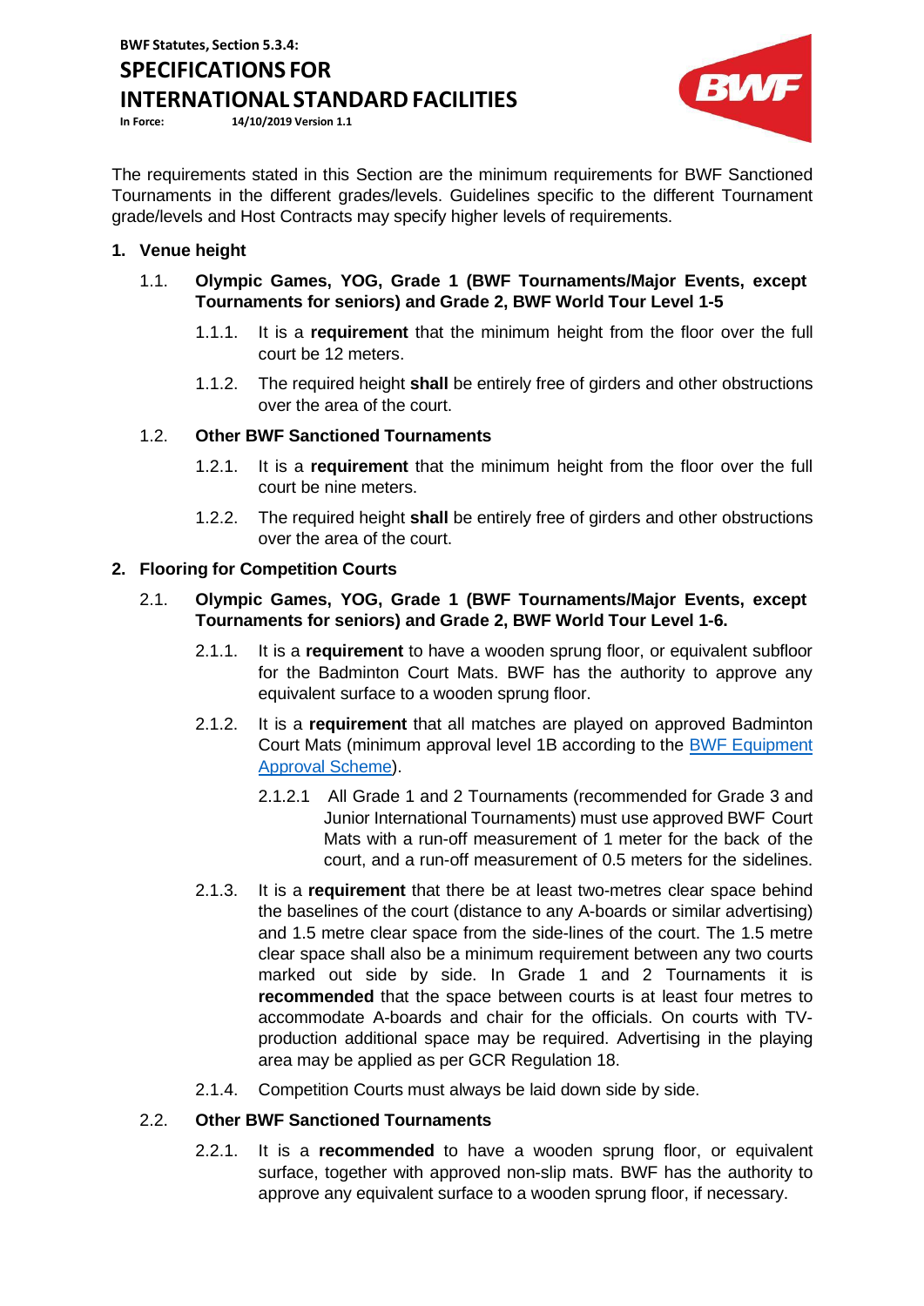BWF Statutes, Section 5.3.4:

# SPECIFICATIONS FOR INTERNATIONAL STANDARD FACILITIES

**In Force:** 14/10/2019 Version 1.1

The requirements stated in this Section are the minimum requirements for BWF Sanctioned Tournaments in the different grades/levels. Guidelines specific to the different Tournament grade/levels and Host Contracts may specify higher levels of requirements.

## 1. Venue height

### 1.1. Olympic Games, YOG, Grade 1 (BWF Tournaments/Major Events, except Tournaments for seniors) and Grade 2, BWF World Tour Level 1-5

1.1.1. It is a **requirement** that the minimum height from the floor over the full court be 12 meters.

1.1.2. The required height **shall** be entirely free of girders and other obstructions over the area of the court.

### 1.2. Other BWF Sanctioned Tournaments

1.2.1. It is a **requirement** that the minimum height from the floor over the full court be nine meters.

1.2.2. The required height **shall** be entirely free of girders and other obstructions over the area of the court.

## 2. Flooring for Competition Courts

### 2.1. Olympic Games, YOG, Grade 1 (BWF Tournaments/Major Events, except Tournaments for seniors) and Grade 2, BWF World Tour Level 1-6.

2.1.1. It is a **requirement** to have a wooden sprung floor, or equivalent subfloor for the Badminton Court Mats. BWF has the authority to approve any equivalent surface to a wooden sprung floor.

2.1.2. It is a **requirement** that all matches are played on approved Badminton Court Mats (minimum approval level 1B according to the BWF Equipment Approval Scheme).

2.1.2.1 All Grade 1 and 2 Tournaments (recommended for Grade 3 and Junior International Tournaments) must use approved BWF Court Mats with a run-off measurement of 1 meter for the back of the court, and a run-off measurement of 0.5 meters for the sidelines.

2.1.3. It is a **requirement** that there be at least two-metres clear space behind the baselines of the court (distance to any A-boards or similar advertising) and 1.5 metre clear space from the side-lines of the court. The 1.5 metre clear space shall also be a minimum requirement between any two courts marked out side by side. In Grade 1 and 2 Tournaments it is **recommended** that the space between courts is at least four metres to accommodate A-boards and chair for the officials. On courts with TV-production additional space may be required. Advertising in the playing area may be applied as per GCR Regulation 18.

2.1.4. Competition Courts must always be laid down side by side.

### 2.2. Other BWF Sanctioned Tournaments

2.2.1. It is a **recommended** to have a wooden sprung floor, or equivalent surface, together with approved non-slip mats. BWF has the authority to approve any equivalent surface to a wooden sprung floor, if necessary.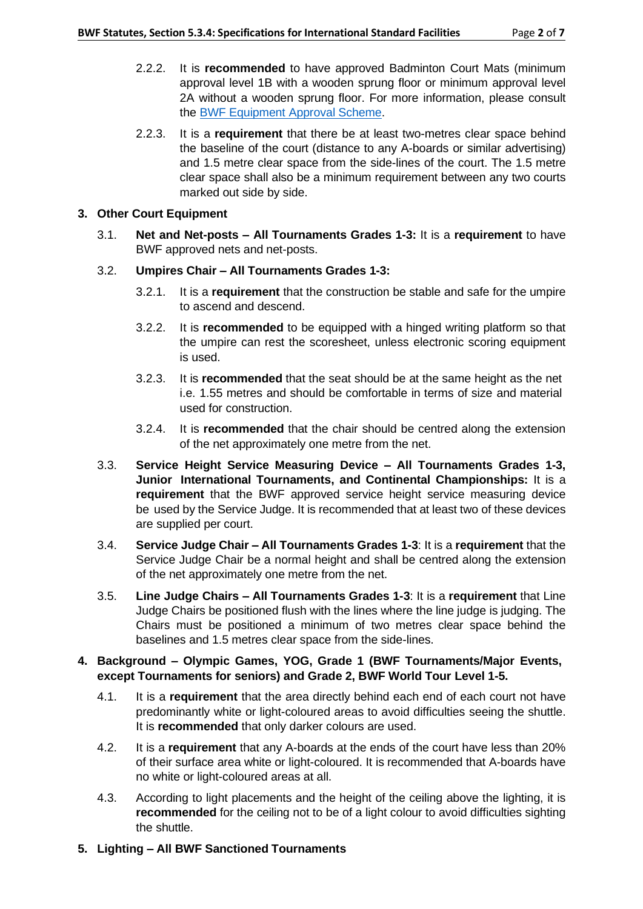2.2.2. It is **recommended** to have approved Badminton Court Mats (minimum approval level 1B with a wooden sprung floor or minimum approval level 2A without a wooden sprung floor. For more information, please consult the [BWF Equipment Approval Scheme](#).

2.2.3. It is a **requirement** that there be at least two-metres clear space behind the baseline of the court (distance to any A-boards or similar advertising) and 1.5 metre clear space from the side-lines of the court. The 1.5 metre clear space shall also be a minimum requirement between any two courts marked out side by side.

## 3. Other Court Equipment

3.1. **Net and Net-posts – All Tournaments Grades 1-3:** It is a **requirement** to have BWF approved nets and net-posts.

3.2. **Umpires Chair – All Tournaments Grades 1-3:**

3.2.1. It is a **requirement** that the construction be stable and safe for the umpire to ascend and descend.

3.2.2. It is **recommended** to be equipped with a hinged writing platform so that the umpire can rest the scoresheet, unless electronic scoring equipment is used.

3.2.3. It is **recommended** that the seat should be at the same height as the net i.e. 1.55 metres and should be comfortable in terms of size and material used for construction.

3.2.4. It is **recommended** that the chair should be centred along the extension of the net approximately one metre from the net.

3.3. **Service Height Service Measuring Device – All Tournaments Grades 1-3, Junior International Tournaments, and Continental Championships:** It is a **requirement** that the BWF approved service height service measuring device be used by the Service Judge. It is recommended that at least two of these devices are supplied per court.

3.4. **Service Judge Chair – All Tournaments Grades 1-3**: It is a **requirement** that the Service Judge Chair be a normal height and shall be centred along the extension of the net approximately one metre from the net.

3.5. **Line Judge Chairs – All Tournaments Grades 1-3**: It is a **requirement** that Line Judge Chairs be positioned flush with the lines where the line judge is judging. The Chairs must be positioned a minimum of two metres clear space behind the baselines and 1.5 metres clear space from the side-lines.

## 4. Background – Olympic Games, YOG, Grade 1 (BWF Tournaments/Major Events, except Tournaments for seniors) and Grade 2, BWF World Tour Level 1-5.

4.1. It is a **requirement** that the area directly behind each end of each court not have predominantly white or light-coloured areas to avoid difficulties seeing the shuttle. It is **recommended** that only darker colours are used.

4.2. It is a **requirement** that any A-boards at the ends of the court have less than 20% of their surface area white or light-coloured. It is recommended that A-boards have no white or light-coloured areas at all.

4.3. According to light placements and the height of the ceiling above the lighting, it is **recommended** for the ceiling not to be of a light colour to avoid difficulties sighting the shuttle.

## 5. Lighting – All BWF Sanctioned Tournaments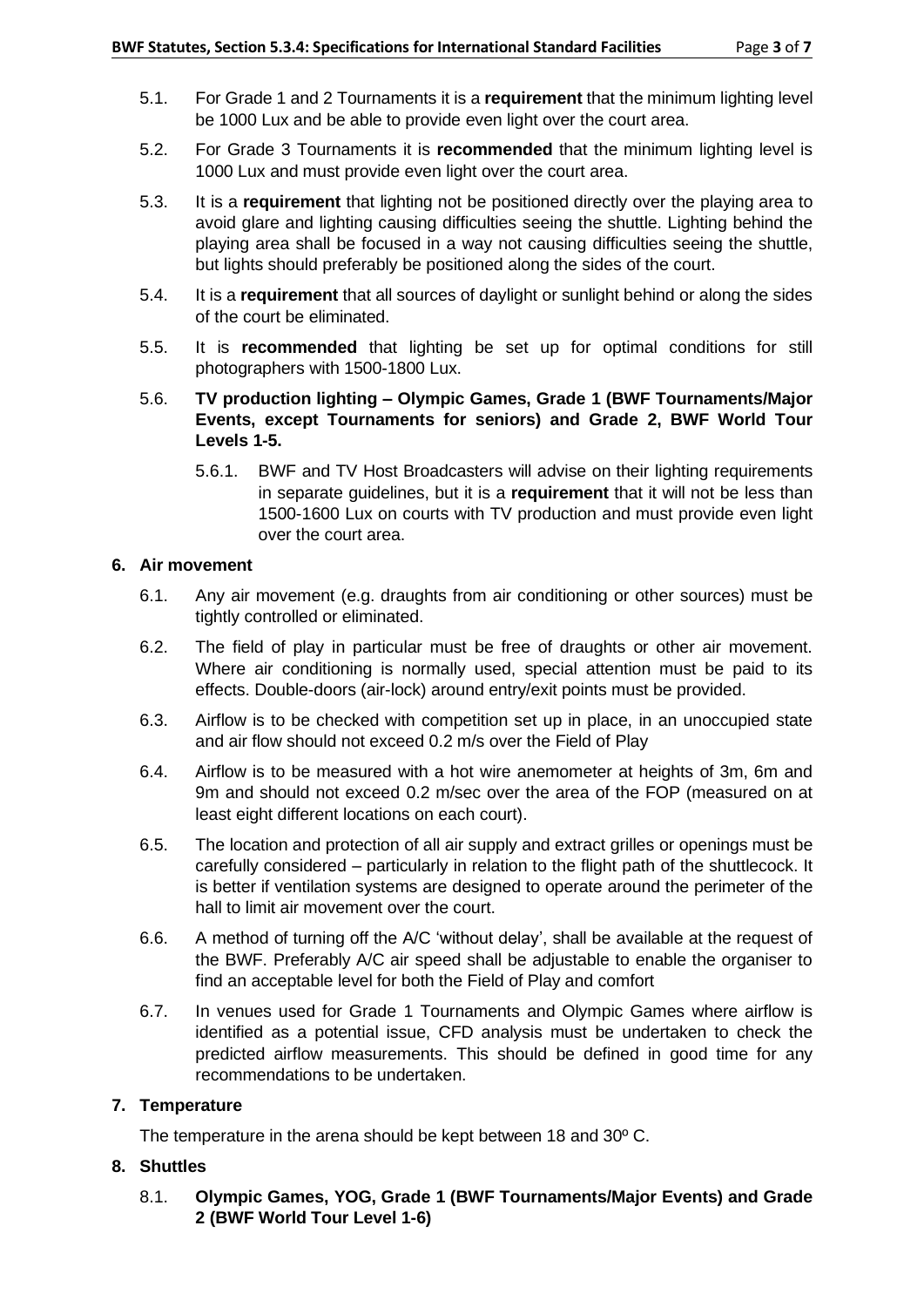5.1. For Grade 1 and 2 Tournaments it is a **requirement** that the minimum lighting level be 1000 Lux and be able to provide even light over the court area.

5.2. For Grade 3 Tournaments it is **recommended** that the minimum lighting level is 1000 Lux and must provide even light over the court area.

5.3. It is a **requirement** that lighting not be positioned directly over the playing area to avoid glare and lighting causing difficulties seeing the shuttle. Lighting behind the playing area shall be focused in a way not causing difficulties seeing the shuttle, but lights should preferably be positioned along the sides of the court.

5.4. It is a **requirement** that all sources of daylight or sunlight behind or along the sides of the court be eliminated.

5.5. It is **recommended** that lighting be set up for optimal conditions for still photographers with 1500-1800 Lux.

5.6. **TV production lighting – Olympic Games, Grade 1 (BWF Tournaments/Major Events, except Tournaments for seniors) and Grade 2, BWF World Tour Levels 1-5.**

5.6.1. BWF and TV Host Broadcasters will advise on their lighting requirements in separate guidelines, but it is a **requirement** that it will not be less than 1500-1600 Lux on courts with TV production and must provide even light over the court area.

## 6. Air movement

6.1. Any air movement (e.g. draughts from air conditioning or other sources) must be tightly controlled or eliminated.

6.2. The field of play in particular must be free of draughts or other air movement. Where air conditioning is normally used, special attention must be paid to its effects. Double-doors (air-lock) around entry/exit points must be provided.

6.3. Airflow is to be checked with competition set up in place, in an unoccupied state and air flow should not exceed 0.2 m/s over the Field of Play

6.4. Airflow is to be measured with a hot wire anemometer at heights of 3m, 6m and 9m and should not exceed 0.2 m/sec over the area of the FOP (measured on at least eight different locations on each court).

6.5. The location and protection of all air supply and extract grilles or openings must be carefully considered – particularly in relation to the flight path of the shuttlecock. It is better if ventilation systems are designed to operate around the perimeter of the hall to limit air movement over the court.

6.6. A method of turning off the A/C 'without delay', shall be available at the request of the BWF. Preferably A/C air speed shall be adjustable to enable the organiser to find an acceptable level for both the Field of Play and comfort

6.7. In venues used for Grade 1 Tournaments and Olympic Games where airflow is identified as a potential issue, CFD analysis must be undertaken to check the predicted airflow measurements. This should be defined in good time for any recommendations to be undertaken.

## 7. Temperature

The temperature in the arena should be kept between 18 and 30º C.

## 8. Shuttles

8.1. **Olympic Games, YOG, Grade 1 (BWF Tournaments/Major Events) and Grade 2 (BWF World Tour Level 1-6)**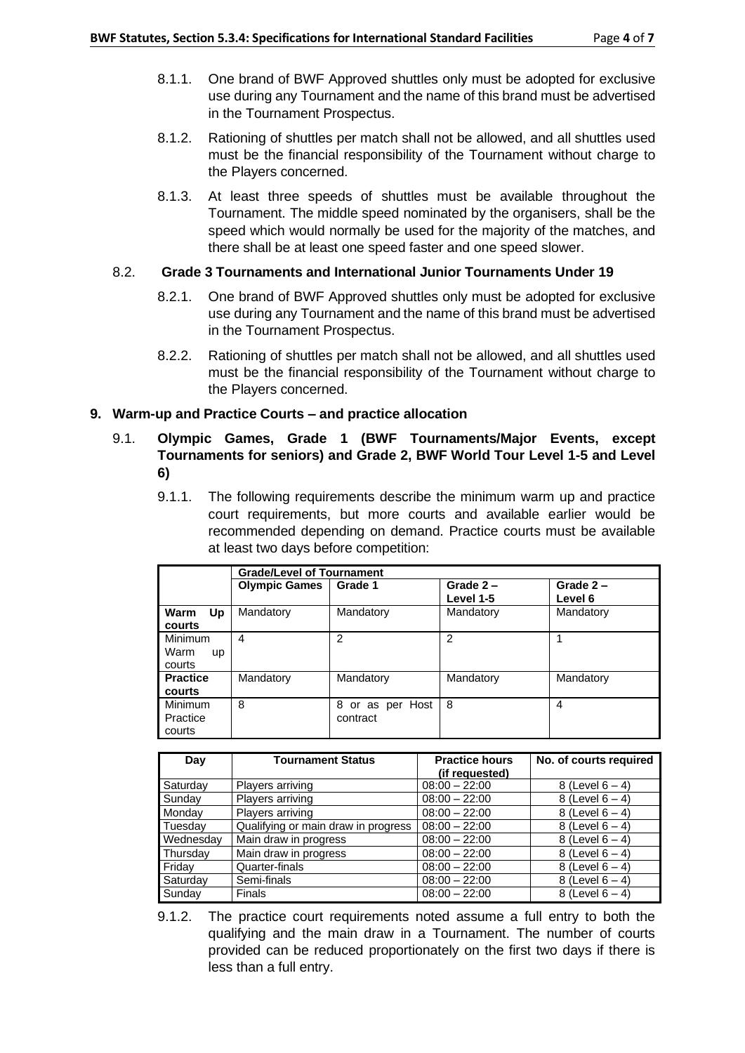8.1.1. One brand of BWF Approved shuttles only must be adopted for exclusive use during any Tournament and the name of this brand must be advertised in the Tournament Prospectus.

8.1.2. Rationing of shuttles per match shall not be allowed, and all shuttles used must be the financial responsibility of the Tournament without charge to the Players concerned.

8.1.3. At least three speeds of shuttles must be available throughout the Tournament. The middle speed nominated by the organisers, shall be the speed which would normally be used for the majority of the matches, and there shall be at least one speed faster and one speed slower.

### 8.2. Grade 3 Tournaments and International Junior Tournaments Under 19

8.2.1. One brand of BWF Approved shuttles only must be adopted for exclusive use during any Tournament and the name of this brand must be advertised in the Tournament Prospectus.

8.2.2. Rationing of shuttles per match shall not be allowed, and all shuttles used must be the financial responsibility of the Tournament without charge to the Players concerned.

## 9. Warm-up and Practice Courts – and practice allocation

### 9.1. Olympic Games, Grade 1 (BWF Tournaments/Major Events, except Tournaments for seniors) and Grade 2, BWF World Tour Level 1-5 and Level 6)

9.1.1. The following requirements describe the minimum warm up and practice court requirements, but more courts and available earlier would be recommended depending on demand. Practice courts must be available at least two days before competition:

| | **Grade/Level of Tournament** | | | |
|---|---|---|---|---|
| | **Olympic Games** | **Grade 1** | **Grade 2 – Level 1-5** | **Grade 2 – Level 6** |
| **Warm Up courts** | Mandatory | Mandatory | Mandatory | Mandatory |
| Minimum Warm up courts | 4 | 2 | 2 | 1 |
| **Practice courts** | Mandatory | Mandatory | Mandatory | Mandatory |
| Minimum Practice courts | 8 | 8 or as per Host contract | 8 | 4 |

| Day | Tournament Status | Practice hours (if requested) | No. of courts required |
|---|---|---|---|
| Saturday | Players arriving | 08:00 – 22:00 | 8 (Level 6 – 4) |
| Sunday | Players arriving | 08:00 – 22:00 | 8 (Level 6 – 4) |
| Monday | Players arriving | 08:00 – 22:00 | 8 (Level 6 – 4) |
| Tuesday | Qualifying or main draw in progress | 08:00 – 22:00 | 8 (Level 6 – 4) |
| Wednesday | Main draw in progress | 08:00 – 22:00 | 8 (Level 6 – 4) |
| Thursday | Main draw in progress | 08:00 – 22:00 | 8 (Level 6 – 4) |
| Friday | Quarter-finals | 08:00 – 22:00 | 8 (Level 6 – 4) |
| Saturday | Semi-finals | 08:00 – 22:00 | 8 (Level 6 – 4) |
| Sunday | Finals | 08:00 – 22:00 | 8 (Level 6 – 4) |

9.1.2. The practice court requirements noted assume a full entry to both the qualifying and the main draw in a Tournament. The number of courts provided can be reduced proportionately on the first two days if there is less than a full entry.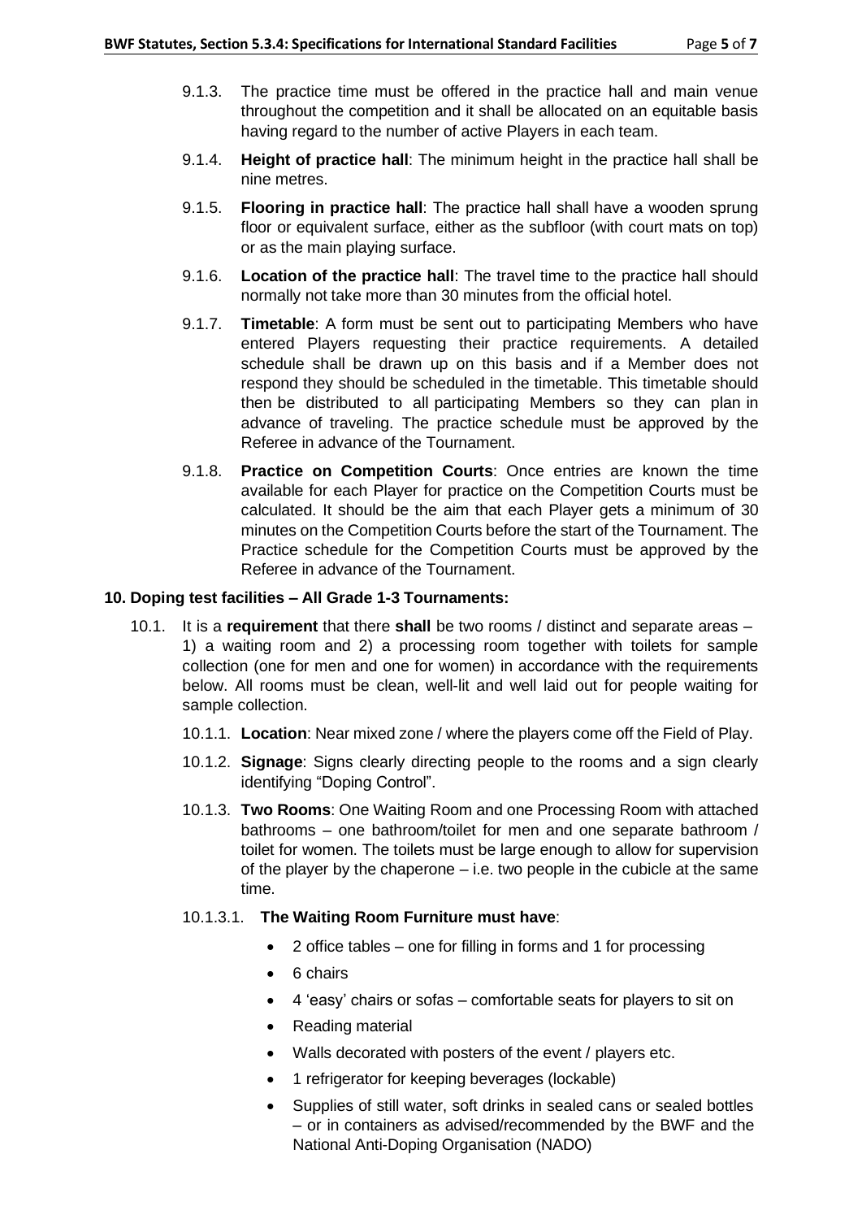9.1.3. The practice time must be offered in the practice hall and main venue throughout the competition and it shall be allocated on an equitable basis having regard to the number of active Players in each team.

9.1.4. **Height of practice hall**: The minimum height in the practice hall shall be nine metres.

9.1.5. **Flooring in practice hall**: The practice hall shall have a wooden sprung floor or equivalent surface, either as the subfloor (with court mats on top) or as the main playing surface.

9.1.6. **Location of the practice hall**: The travel time to the practice hall should normally not take more than 30 minutes from the official hotel.

9.1.7. **Timetable**: A form must be sent out to participating Members who have entered Players requesting their practice requirements. A detailed schedule shall be drawn up on this basis and if a Member does not respond they should be scheduled in the timetable. This timetable should then be distributed to all participating Members so they can plan in advance of traveling. The practice schedule must be approved by the Referee in advance of the Tournament.

9.1.8. **Practice on Competition Courts**: Once entries are known the time available for each Player for practice on the Competition Courts must be calculated. It should be the aim that each Player gets a minimum of 30 minutes on the Competition Courts before the start of the Tournament. The Practice schedule for the Competition Courts must be approved by the Referee in advance of the Tournament.

## 10. Doping test facilities – All Grade 1-3 Tournaments:

10.1. It is a **requirement** that there **shall** be two rooms / distinct and separate areas – 1) a waiting room and 2) a processing room together with toilets for sample collection (one for men and one for women) in accordance with the requirements below. All rooms must be clean, well-lit and well laid out for people waiting for sample collection.

10.1.1. **Location**: Near mixed zone / where the players come off the Field of Play.

10.1.2. **Signage**: Signs clearly directing people to the rooms and a sign clearly identifying "Doping Control".

10.1.3. **Two Rooms**: One Waiting Room and one Processing Room with attached bathrooms – one bathroom/toilet for men and one separate bathroom / toilet for women. The toilets must be large enough to allow for supervision of the player by the chaperone – i.e. two people in the cubicle at the same time.

10.1.3.1. **The Waiting Room Furniture must have**:

- 2 office tables – one for filling in forms and 1 for processing
- 6 chairs
- 4 'easy' chairs or sofas – comfortable seats for players to sit on
- Reading material
- Walls decorated with posters of the event / players etc.
- 1 refrigerator for keeping beverages (lockable)
- Supplies of still water, soft drinks in sealed cans or sealed bottles – or in containers as advised/recommended by the BWF and the National Anti-Doping Organisation (NADO)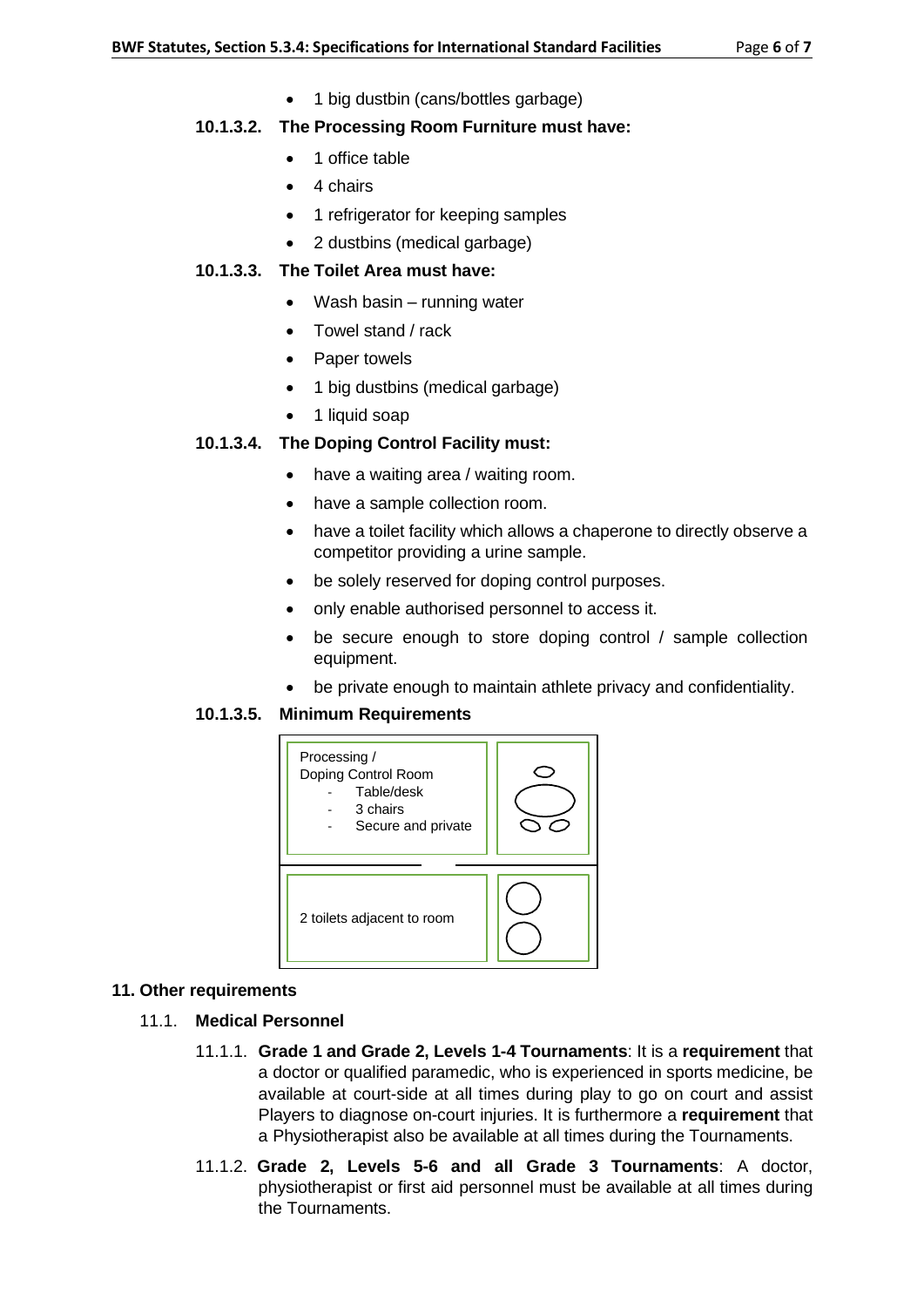- 1 big dustbin (cans/bottles garbage)

**10.1.3.2. The Processing Room Furniture must have:**

- 1 office table
- 4 chairs
- 1 refrigerator for keeping samples
- 2 dustbins (medical garbage)

**10.1.3.3. The Toilet Area must have:**

- Wash basin – running water
- Towel stand / rack
- Paper towels
- 1 big dustbins (medical garbage)
- 1 liquid soap

**10.1.3.4. The Doping Control Facility must:**

- have a waiting area / waiting room.
- have a sample collection room.
- have a toilet facility which allows a chaperone to directly observe a competitor providing a urine sample.
- be solely reserved for doping control purposes.
- only enable authorised personnel to access it.
- be secure enough to store doping control / sample collection equipment.
- be private enough to maintain athlete privacy and confidentiality.

**10.1.3.5. Minimum Requirements**

Processing / Doping Control Room
- Table/desk
- 3 chairs
- Secure and private

2 toilets adjacent to room

## 11. Other requirements

### 11.1. Medical Personnel

11.1.1. **Grade 1 and Grade 2, Levels 1-4 Tournaments**: It is a **requirement** that a doctor or qualified paramedic, who is experienced in sports medicine, be available at court-side at all times during play to go on court and assist Players to diagnose on-court injuries. It is furthermore a **requirement** that a Physiotherapist also be available at all times during the Tournaments.

11.1.2. **Grade 2, Levels 5-6 and all Grade 3 Tournaments**: A doctor, physiotherapist or first aid personnel must be available at all times during the Tournaments.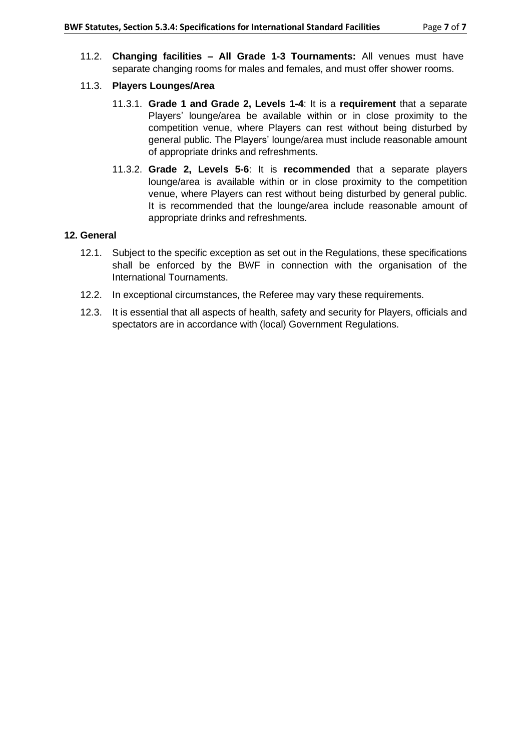11.2. **Changing facilities – All Grade 1-3 Tournaments:** All venues must have separate changing rooms for males and females, and must offer shower rooms.

11.3. **Players Lounges/Area**

11.3.1. **Grade 1 and Grade 2, Levels 1-4**: It is a **requirement** that a separate Players' lounge/area be available within or in close proximity to the competition venue, where Players can rest without being disturbed by general public. The Players' lounge/area must include reasonable amount of appropriate drinks and refreshments.

11.3.2. **Grade 2, Levels 5-6**: It is **recommended** that a separate players lounge/area is available within or in close proximity to the competition venue, where Players can rest without being disturbed by general public. It is recommended that the lounge/area include reasonable amount of appropriate drinks and refreshments.

## 12. General

12.1. Subject to the specific exception as set out in the Regulations, these specifications shall be enforced by the BWF in connection with the organisation of the International Tournaments.

12.2. In exceptional circumstances, the Referee may vary these requirements.

12.3. It is essential that all aspects of health, safety and security for Players, officials and spectators are in accordance with (local) Government Regulations.